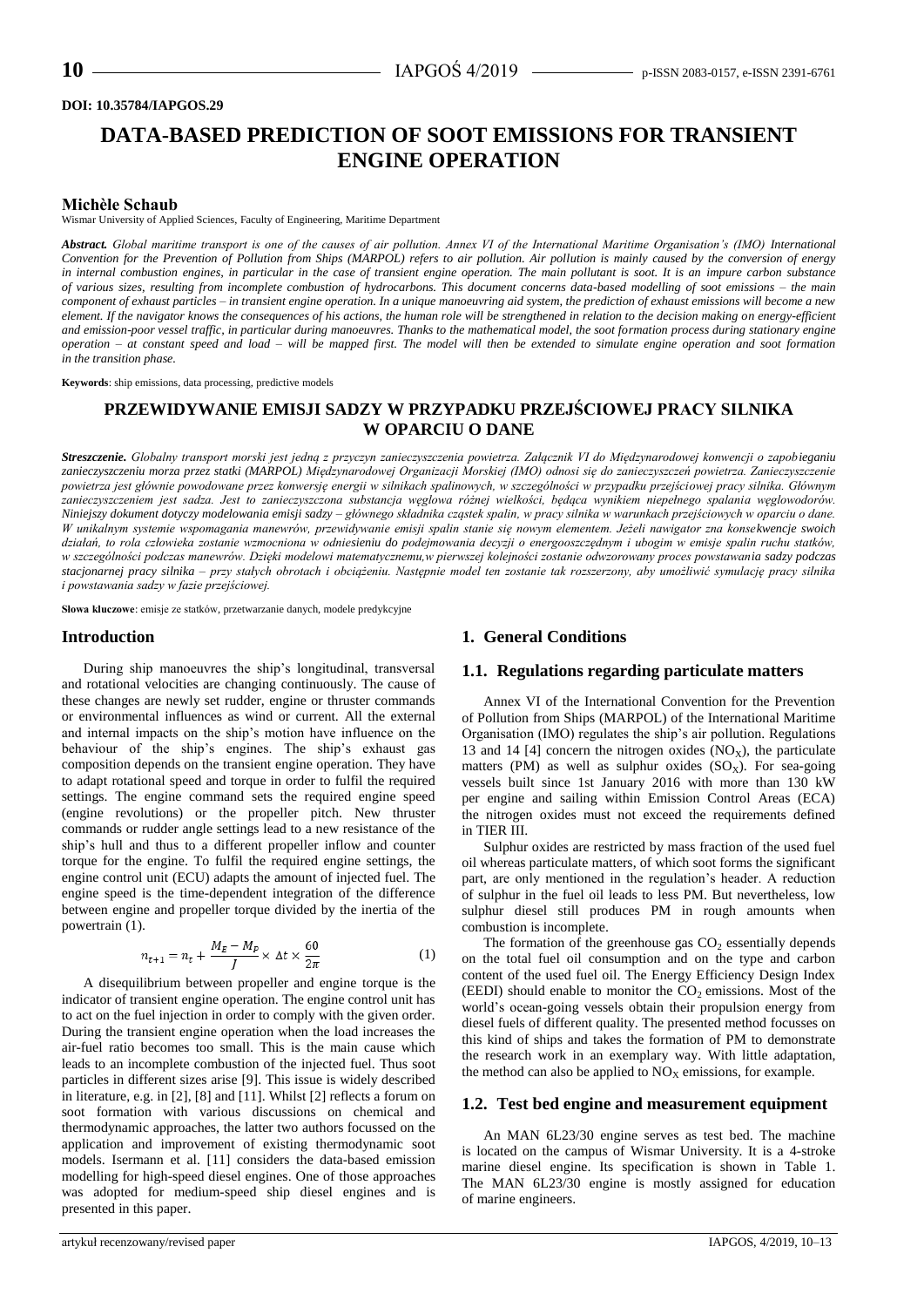DOI: 10.35784/IAPGOS.29

# DATA-BASED PREDICTION OF SOOT EMISSIONS FOR TRANSIENT ENGINE OPERATION

**Michèle Schaub**

Wismar University of Applied Sciences, Faculty of Engineering, Maritime Department

***Abstract.*** *Global maritime transport is one of the causes of air pollution. Annex VI of the International Maritime Organisation's (IMO) International Convention for the Prevention of Pollution from Ships (MARPOL) refers to air pollution. Air pollution is mainly caused by the conversion of energy in internal combustion engines, in particular in the case of transient engine operation. The main pollutant is soot. It is an impure carbon substance of various sizes, resulting from incomplete combustion of hydrocarbons. This document concerns data-based modelling of soot emissions – the main component of exhaust particles – in transient engine operation. In a unique manoeuvring aid system, the prediction of exhaust emissions will become a new element. If the navigator knows the consequences of his actions, the human role will be strengthened in relation to the decision making on energy-efficient and emission-poor vessel traffic, in particular during manoeuvres. Thanks to the mathematical model, the soot formation process during stationary engine operation – at constant speed and load – will be mapped first. The model will then be extended to simulate engine operation and soot formation in the transition phase.*

**Keywords**: ship emissions, data processing, predictive models

## PRZEWIDYWANIE EMISJI SADZY W PRZYPADKU PRZEJŚCIOWEJ PRACY SILNIKA W OPARCIU O DANE

***Streszczenie.*** *Globalny transport morski jest jedną z przyczyn zanieczyszczenia powietrza. Załącznik VI do Międzynarodowej konwencji o zapobieganiu zanieczyszczeniu morza przez statki (MARPOL) Międzynarodowej Organizacji Morskiej (IMO) odnosi się do zanieczyszczeń powietrza. Zanieczyszczenie powietrza jest głównie powodowane przez konwersję energii w silnikach spalinowych, w szczególności w przypadku przejściowej pracy silnika. Głównym zanieczyszczeniem jest sadza. Jest to zanieczyszczona substancja węglowa różnej wielkości, będąca wynikiem niepełnego spalania węglowodorów. Niniejszy dokument dotyczy modelowania emisji sadzy – głównego składnika cząstek spalin, w pracy silnika w warunkach przejściowych w oparciu o dane. W unikalnym systemie wspomagania manewrów, przewidywanie emisji spalin stanie się nowym elementem. Jeżeli nawigator zna konsekwencje swoich działań, to rola człowieka zostanie wzmocniona w odniesieniu do podejmowania decyzji o energooszczędnym i ubogim w emisje spalin ruchu statków, w szczególności podczas manewrów. Dzięki modelowi matematycznemu,w pierwszej kolejności zostanie odwzorowany proces powstawania sadzy podczas stacjonarnej pracy silnika – przy stałych obrotach i obciążeniu. Następnie model ten zostanie tak rozszerzony, aby umożliwić symulację pracy silnika i powstawania sadzy w fazie przejściowej.*

**Słowa kluczowe**: emisje ze statków, przetwarzanie danych, modele predykcyjne

## Introduction

During ship manoeuvres the ship's longitudinal, transversal and rotational velocities are changing continuously. The cause of these changes are newly set rudder, engine or thruster commands or environmental influences as wind or current. All the external and internal impacts on the ship's motion have influence on the behaviour of the ship's engines. The ship's exhaust gas composition depends on the transient engine operation. They have to adapt rotational speed and torque in order to fulfil the required settings. The engine command sets the required engine speed (engine revolutions) or the propeller pitch. New thruster commands or rudder angle settings lead to a new resistance of the ship's hull and thus to a different propeller inflow and counter torque for the engine. To fulfil the required engine settings, the engine control unit (ECU) adapts the amount of injected fuel. The engine speed is the time-dependent integration of the difference between engine and propeller torque divided by the inertia of the powertrain (1).

$$n_{t+1} = n_t + \frac{M_E - M_P}{J} \times \Delta t \times \frac{60}{2\pi} \tag{1}$$

A disequilibrium between propeller and engine torque is the indicator of transient engine operation. The engine control unit has to act on the fuel injection in order to comply with the given order. During the transient engine operation when the load increases the air-fuel ratio becomes too small. This is the main cause which leads to an incomplete combustion of the injected fuel. Thus soot particles in different sizes arise [9]. This issue is widely described in literature, e.g. in [2], [8] and [11]. Whilst [2] reflects a forum on soot formation with various discussions on chemical and thermodynamic approaches, the latter two authors focussed on the application and improvement of existing thermodynamic soot models. Isermann et al. [11] considers the data-based emission modelling for high-speed diesel engines. One of those approaches was adopted for medium-speed ship diesel engines and is presented in this paper.

## 1. General Conditions

### 1.1. Regulations regarding particulate matters

Annex VI of the International Convention for the Prevention of Pollution from Ships (MARPOL) of the International Maritime Organisation (IMO) regulates the ship's air pollution. Regulations 13 and 14 [4] concern the nitrogen oxides ($NO_X$), the particulate matters (PM) as well as sulphur oxides ($SO_X$). For sea-going vessels built since 1st January 2016 with more than 130 kW per engine and sailing within Emission Control Areas (ECA) the nitrogen oxides must not exceed the requirements defined in TIER III.

Sulphur oxides are restricted by mass fraction of the used fuel oil whereas particulate matters, of which soot forms the significant part, are only mentioned in the regulation's header. A reduction of sulphur in the fuel oil leads to less PM. But nevertheless, low sulphur diesel still produces PM in rough amounts when combustion is incomplete.

The formation of the greenhouse gas $CO_2$ essentially depends on the total fuel oil consumption and on the type and carbon content of the used fuel oil. The Energy Efficiency Design Index (EEDI) should enable to monitor the $CO_2$ emissions. Most of the world's ocean-going vessels obtain their propulsion energy from diesel fuels of different quality. The presented method focusses on this kind of ships and takes the formation of PM to demonstrate the research work in an exemplary way. With little adaptation, the method can also be applied to $NO_X$ emissions, for example.

### 1.2. Test bed engine and measurement equipment

An MAN 6L23/30 engine serves as test bed. The machine is located on the campus of Wismar University. It is a 4-stroke marine diesel engine. Its specification is shown in Table 1. The MAN 6L23/30 engine is mostly assigned for education of marine engineers.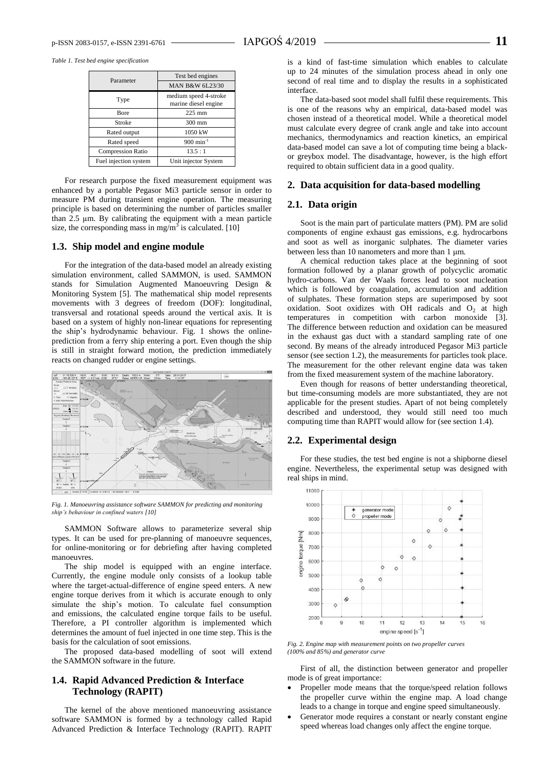*Table 1. Test bed engine specification*

| Parameter | Test bed engines |
|---|---|
| | MAN B&W 6L23/30 |
| Type | medium speed 4-stroke marine diesel engine |
| Bore | 225 mm |
| Stroke | 300 mm |
| Rated output | 1050 kW |
| Rated speed | 900 min$^{-1}$ |
| Compression Ratio | 13.5 : 1 |
| Fuel injection system | Unit injector System |

For research purpose the fixed measurement equipment was enhanced by a portable Pegasor Mi3 particle sensor in order to measure PM during transient engine operation. The measuring principle is based on determining the number of particles smaller than 2.5 µm. By calibrating the equipment with a mean particle size, the corresponding mass in mg/m$^3$ is calculated. [10]

### 1.3. Ship model and engine module

For the integration of the data-based model an already existing simulation environment, called SAMMON, is used. SAMMON stands for Simulation Augmented Manoeuvring Design & Monitoring System [5]. The mathematical ship model represents movements with 3 degrees of freedom (DOF): longitudinal, transversal and rotational speeds around the vertical axis. It is based on a system of highly non-linear equations for representing the ship's hydrodynamic behaviour. Fig. 1 shows the online-prediction from a ferry ship entering a port. Even though the ship is still in straight forward motion, the prediction immediately reacts on changed rudder or engine settings.

*Fig. 1. Manoeuvring assistance software SAMMON for predicting and monitoring ship's behaviour in confined waters [10]*

SAMMON Software allows to parameterize several ship types. It can be used for pre-planning of manoeuvre sequences, for online-monitoring or for debriefing after having completed manoeuvres.

The ship model is equipped with an engine interface. Currently, the engine module only consists of a lookup table where the target-actual-difference of engine speed enters. A new engine torque derives from it which is accurate enough to only simulate the ship's motion. To calculate fuel consumption and emissions, the calculated engine torque fails to be useful. Therefore, a PI controller algorithm is implemented which determines the amount of fuel injected in one time step. This is the basis for the calculation of soot emissions.

The proposed data-based modelling of soot will extend the SAMMON software in the future.

### 1.4. Rapid Advanced Prediction & Interface Technology (RAPIT)

The kernel of the above mentioned manoeuvring assistance software SAMMON is formed by a technology called Rapid Advanced Prediction & Interface Technology (RAPIT). RAPIT is a kind of fast-time simulation which enables to calculate up to 24 minutes of the simulation process ahead in only one second of real time and to display the results in a sophisticated interface.

The data-based soot model shall fulfil these requirements. This is one of the reasons why an empirical, data-based model was chosen instead of a theoretical model. While a theoretical model must calculate every degree of crank angle and take into account mechanics, thermodynamics and reaction kinetics, an empirical data-based model can save a lot of computing time being a black- or greybox model. The disadvantage, however, is the high effort required to obtain sufficient data in a good quality.

## 2. Data acquisition for data-based modelling

### 2.1. Data origin

Soot is the main part of particulate matters (PM). PM are solid components of engine exhaust gas emissions, e.g. hydrocarbons and soot as well as inorganic sulphates. The diameter varies between less than 10 nanometers and more than 1 µm.

A chemical reduction takes place at the beginning of soot formation followed by a planar growth of polycyclic aromatic hydro-carbons. Van der Waals forces lead to soot nucleation which is followed by coagulation, accumulation and addition of sulphates. These formation steps are superimposed by soot oxidation. Soot oxidizes with OH radicals and $O_2$ at high temperatures in competition with carbon monoxide [3]. The difference between reduction and oxidation can be measured in the exhaust gas duct with a standard sampling rate of one second. By means of the already introduced Pegasor Mi3 particle sensor (see section 1.2), the measurements for particles took place. The measurement for the other relevant engine data was taken from the fixed measurement system of the machine laboratory.

Even though for reasons of better understanding theoretical, but time-consuming models are more substantiated, they are not applicable for the present studies. Apart of not being completely described and understood, they would still need too much computing time than RAPIT would allow for (see section 1.4).

### 2.2. Experimental design

For these studies, the test bed engine is not a shipborne diesel engine. Nevertheless, the experimental setup was designed with real ships in mind.

*Fig. 2. Engine map with measurement points on two propeller curves (100% and 85%) and generator curve*

First of all, the distinction between generator and propeller mode is of great importance:

- Propeller mode means that the torque/speed relation follows the propeller curve within the engine map. A load change leads to a change in torque and engine speed simultaneously.
- Generator mode requires a constant or nearly constant engine speed whereas load changes only affect the engine torque.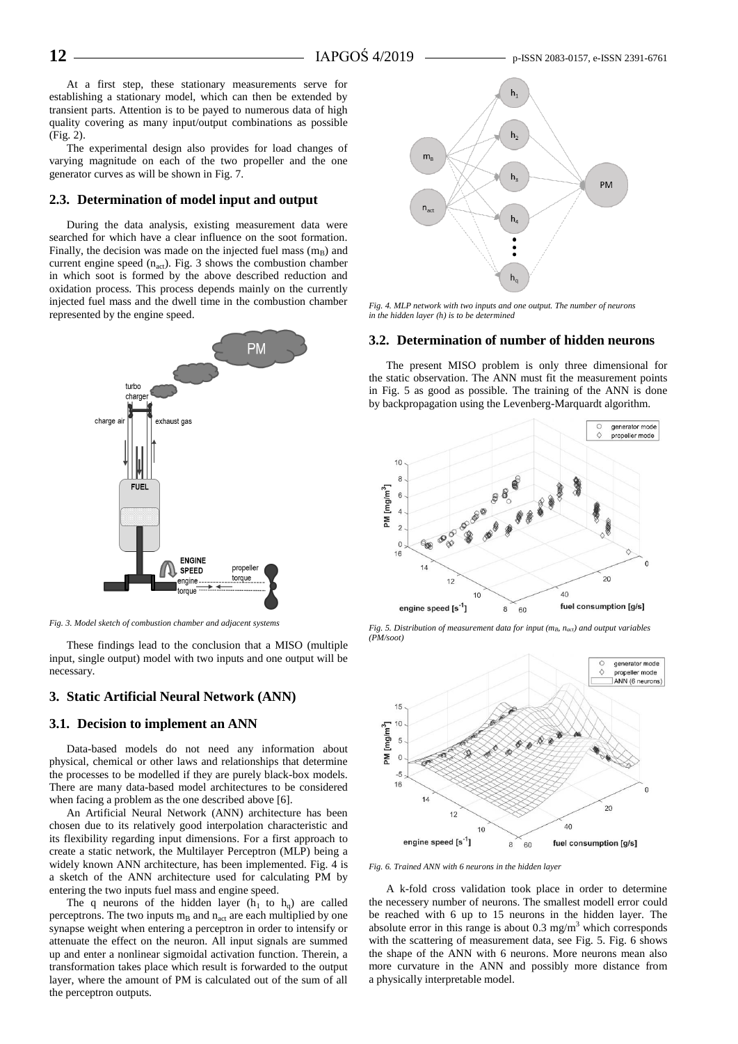At a first step, these stationary measurements serve for establishing a stationary model, which can then be extended by transient parts. Attention is to be payed to numerous data of high quality covering as many input/output combinations as possible (Fig. 2).

The experimental design also provides for load changes of varying magnitude on each of the two propeller and the one generator curves as will be shown in Fig. 7.

### 2.3. Determination of model input and output

During the data analysis, existing measurement data were searched for which have a clear influence on the soot formation. Finally, the decision was made on the injected fuel mass ($m_B$) and current engine speed ($n_{act}$). Fig. 3 shows the combustion chamber in which soot is formed by the above described reduction and oxidation process. This process depends mainly on the currently injected fuel mass and the dwell time in the combustion chamber represented by the engine speed.

*Fig. 3. Model sketch of combustion chamber and adjacent systems*

These findings lead to the conclusion that a MISO (multiple input, single output) model with two inputs and one output will be necessary.

## 3. Static Artificial Neural Network (ANN)

### 3.1. Decision to implement an ANN

Data-based models do not need any information about physical, chemical or other laws and relationships that determine the processes to be modelled if they are purely black-box models. There are many data-based model architectures to be considered when facing a problem as the one described above [6].

An Artificial Neural Network (ANN) architecture has been chosen due to its relatively good interpolation characteristic and its flexibility regarding input dimensions. For a first approach to create a static network, the Multilayer Perceptron (MLP) being a widely known ANN architecture, has been implemented. Fig. 4 is a sketch of the ANN architecture used for calculating PM by entering the two inputs fuel mass and engine speed.

The q neurons of the hidden layer ($h_1$ to $h_q$) are called perceptrons. The two inputs $m_B$ and $n_{act}$ are each multiplied by one synapse weight when entering a perceptron in order to intensify or attenuate the effect on the neuron. All input signals are summed up and enter a nonlinear sigmoidal activation function. Therein, a transformation takes place which result is forwarded to the output layer, where the amount of PM is calculated out of the sum of all the perceptron outputs.

*Fig. 4. MLP network with two inputs and one output. The number of neurons in the hidden layer (h) is to be determined*

### 3.2. Determination of number of hidden neurons

The present MISO problem is only three dimensional for the static observation. The ANN must fit the measurement points in Fig. 5 as good as possible. The training of the ANN is done by backpropagation using the Levenberg-Marquardt algorithm.

*Fig. 5. Distribution of measurement data for input ($m_B$, $n_{act}$) and output variables (PM/soot)*

*Fig. 6. Trained ANN with 6 neurons in the hidden layer*

A k-fold cross validation took place in order to determine the necessery number of neurons. The smallest modell error could be reached with 6 up to 15 neurons in the hidden layer. The absolute error in this range is about 0.3 mg/m$^3$ which corresponds with the scattering of measurement data, see Fig. 5. Fig. 6 shows the shape of the ANN with 6 neurons. More neurons mean also more curvature in the ANN and possibly more distance from a physically interpretable model.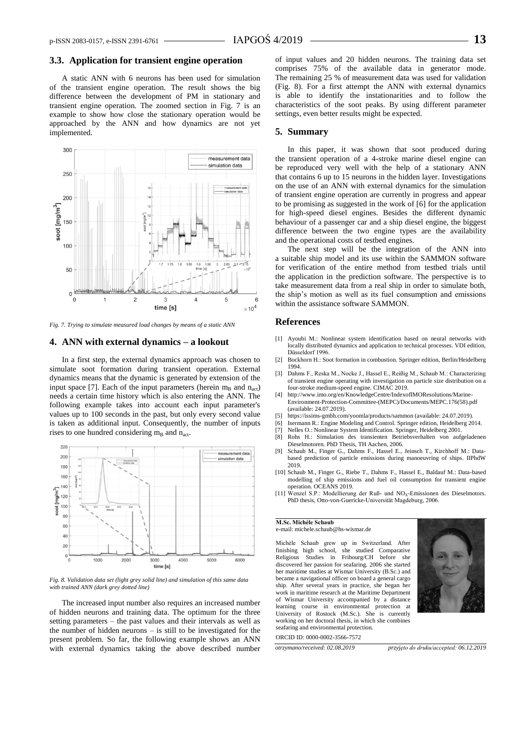### 3.3. Application for transient engine operation

A static ANN with 6 neurons has been used for simulation of the transient engine operation. The result shows the big difference between the development of PM in stationary and transient engine operation. The zoomed section in Fig. 7 is an example to show how close the stationary operation would be approached by the ANN and how dynamics are not yet implemented.

300
250
200
150
100
50
0
soot [mg/m³]
0 1 2 3 4 5 6
time [s]
×10⁴
measurement data
simulation data

*Fig. 7. Trying to simulate measured load changes by means of a static ANN*

## 4. ANN with external dynamics – a lookout

In a first step, the external dynamics approach was chosen to simulate soot formation during transient operation. External dynamics means that the dynamic is generated by extension of the input space [7]. Each of the input parameters (herein $m_B$ and $n_{act}$) needs a certain time history which is also entering the ANN. The following example takes into account each input parameter's values up to 100 seconds in the past, but only every second value is taken as additional input. Consequently, the number of inputs rises to one hundred considering $m_B$ and $n_{act}$.

220
200
180
160
140
120
100
80
60
40
20
0
soot [mg/m³]
0 1000 2000 3000 4000 5000 6000
time [s]
measurement data
simulation data

*Fig. 8. Validation data set (light grey solid line) and simulation of this same data with trained ANN (dark grey dotted line)*

The increased input number also requires an increased number of hidden neurons and training data. The optimum for the three setting parameters – the past values and their intervals as well as the number of hidden neurons – is still to be investigated for the present problem. So far, the following example shows an ANN with external dynamics taking the above described number of input values and 20 hidden neurons. The training data set comprises 75% of the available data in generator mode. The remaining 25 % of measurement data was used for validation (Fig. 8). For a first attempt the ANN with external dynamics is able to identify the instationarities and to follow the characteristics of the soot peaks. By using different parameter settings, even better results might be expected.

## 5. Summary

In this paper, it was shown that soot produced during the transient operation of a 4-stroke marine diesel engine can be reproduced very well with the help of a stationary ANN that contains 6 up to 15 neurons in the hidden layer. Investigations on the use of an ANN with external dynamics for the simulation of transient engine operation are currently in progress and appear to be promising as suggested in the work of [6] for the application for high-speed diesel engines. Besides the different dynamic behaviour of a passenger car and a ship diesel engine, the biggest difference between the two engine types are the availability and the operational costs of testbed engines.

The next step will be the integration of the ANN into a suitable ship model and its use within the SAMMON software for verification of the entire method from testbed trials until the application in the prediction software. The perspective is to take measurement data from a real ship in order to simulate both, the ship's motion as well as its fuel consumption and emissions within the assistance software SAMMON.

## References

[1] Ayoubi M.: Nonlinear system identification based on neural networks with locally distributed dynamics and application to technical processes. VDI edition, Düsseldorf 1996.
[2] Bockhorn H.: Soot formation in combustion. Springer edition, Berlin/Heidelberg 1994.
[3] Dahms F., Reska M., Nocke J., Hassel E., Reißig M., Schaub M.: Characterizing of transient engine operating with investigation on particle size distribution on a four-stroke medium-speed engine. CIMAC 2019.
[4] http://www.imo.org/en/KnowledgeCentre/IndexofIMOResolutions/Marine-Environment-Protection-Committee-(MEPC)/Documents/MEPC.176(58).pdf (available: 24.07.2019).
[5] https://issims-gmbh.com/yoomla/products/sammon (available: 24.07.2019).
[6] Isermann R.: Engine Modeling and Control. Springer edition, Heidelberg 2014.
[7] Nelles O.: Nonlinear System Identification. Springer, Heidelberg 2001.
[8] Rohs H.: Simulation des transienten Betriebsverhalten von aufgeladenen Dieselmotoren. PhD Thesis, TH Aachen, 2006.
[9] Schaub M., Finger G., Dahms F., Hassel E., Jeinsch T., Kirchhoff M.: Data-based prediction of particle emissions during manoeuvring of ships. IIPhdW 2019.
[10] Schaub M., Finger G., Riebe T., Dahms F., Hassel E., Baldauf M.: Data-based modelling of ship emissions and fuel oil consumption for transient engine operation. OCEANS 2019.
[11] Wenzel S.P.: Modellierung der Ruß- und $NO_X$-Emissionen des Dieselmotors. PhD thesis, Otto-von-Guericke-Universität Magdeburg, 2006.

**M.Sc. Michèle Schaub**
e-mail: michele.schaub@hs-wismar.de

Michèle Schaub grew up in Switzerland. After finishing high school, she studied Comparative Religious Studies in Fribourg/CH before she discovered her passion for seafaring. 2006 she started her maritime studies at Wismar University (B.Sc.) and became a navigational officer on board a general cargo ship. After several years in practice, she began her work in maritime research at the Maritime Department of Wismar University accompanied by a distance learning course in environmental protection at University of Rostock (M.Sc.). She is currently working on her doctoral thesis, in which she combines seafaring and environmental protection.

ORCID ID: 0000-0002-3566-7572

*otrzymano/received: 02.08.2019* *przyjęto do druku/accepted: 06.12.2019*